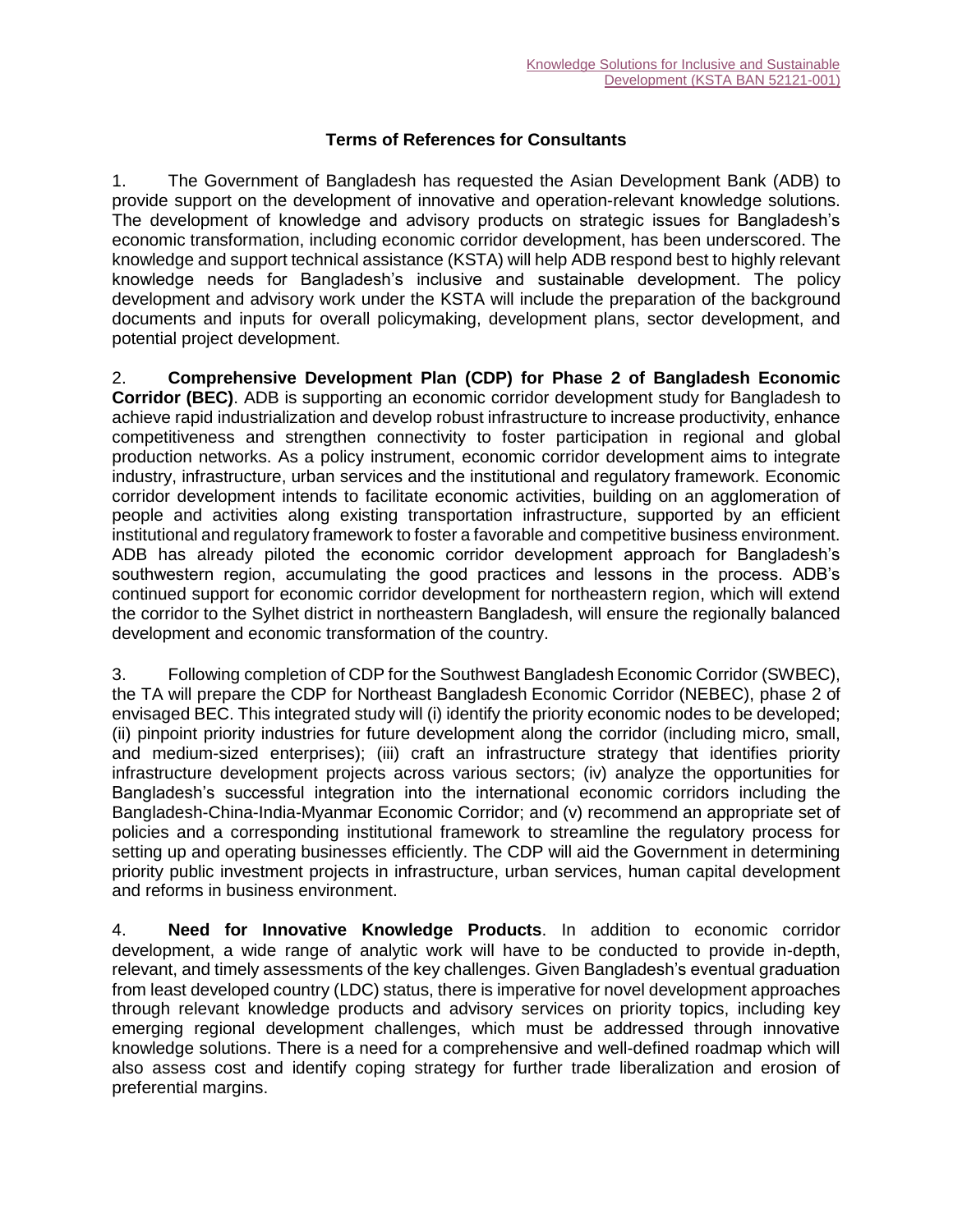Knowledge Solutions for Inclusive and Sustainable Development (KSTA BAN 52121-001)

# Terms of References for Consultants

1. The Government of Bangladesh has requested the Asian Development Bank (ADB) to provide support on the development of innovative and operation-relevant knowledge solutions. The development of knowledge and advisory products on strategic issues for Bangladesh's economic transformation, including economic corridor development, has been underscored. The knowledge and support technical assistance (KSTA) will help ADB respond best to highly relevant knowledge needs for Bangladesh's inclusive and sustainable development. The policy development and advisory work under the KSTA will include the preparation of the background documents and inputs for overall policymaking, development plans, sector development, and potential project development.

2. **Comprehensive Development Plan (CDP) for Phase 2 of Bangladesh Economic Corridor (BEC)**. ADB is supporting an economic corridor development study for Bangladesh to achieve rapid industrialization and develop robust infrastructure to increase productivity, enhance competitiveness and strengthen connectivity to foster participation in regional and global production networks. As a policy instrument, economic corridor development aims to integrate industry, infrastructure, urban services and the institutional and regulatory framework. Economic corridor development intends to facilitate economic activities, building on an agglomeration of people and activities along existing transportation infrastructure, supported by an efficient institutional and regulatory framework to foster a favorable and competitive business environment. ADB has already piloted the economic corridor development approach for Bangladesh's southwestern region, accumulating the good practices and lessons in the process. ADB's continued support for economic corridor development for northeastern region, which will extend the corridor to the Sylhet district in northeastern Bangladesh, will ensure the regionally balanced development and economic transformation of the country.

3. Following completion of CDP for the Southwest Bangladesh Economic Corridor (SWBEC), the TA will prepare the CDP for Northeast Bangladesh Economic Corridor (NEBEC), phase 2 of envisaged BEC. This integrated study will (i) identify the priority economic nodes to be developed; (ii) pinpoint priority industries for future development along the corridor (including micro, small, and medium-sized enterprises); (iii) craft an infrastructure strategy that identifies priority infrastructure development projects across various sectors; (iv) analyze the opportunities for Bangladesh's successful integration into the international economic corridors including the Bangladesh-China-India-Myanmar Economic Corridor; and (v) recommend an appropriate set of policies and a corresponding institutional framework to streamline the regulatory process for setting up and operating businesses efficiently. The CDP will aid the Government in determining priority public investment projects in infrastructure, urban services, human capital development and reforms in business environment.

4. **Need for Innovative Knowledge Products**. In addition to economic corridor development, a wide range of analytic work will have to be conducted to provide in-depth, relevant, and timely assessments of the key challenges. Given Bangladesh's eventual graduation from least developed country (LDC) status, there is imperative for novel development approaches through relevant knowledge products and advisory services on priority topics, including key emerging regional development challenges, which must be addressed through innovative knowledge solutions. There is a need for a comprehensive and well-defined roadmap which will also assess cost and identify coping strategy for further trade liberalization and erosion of preferential margins.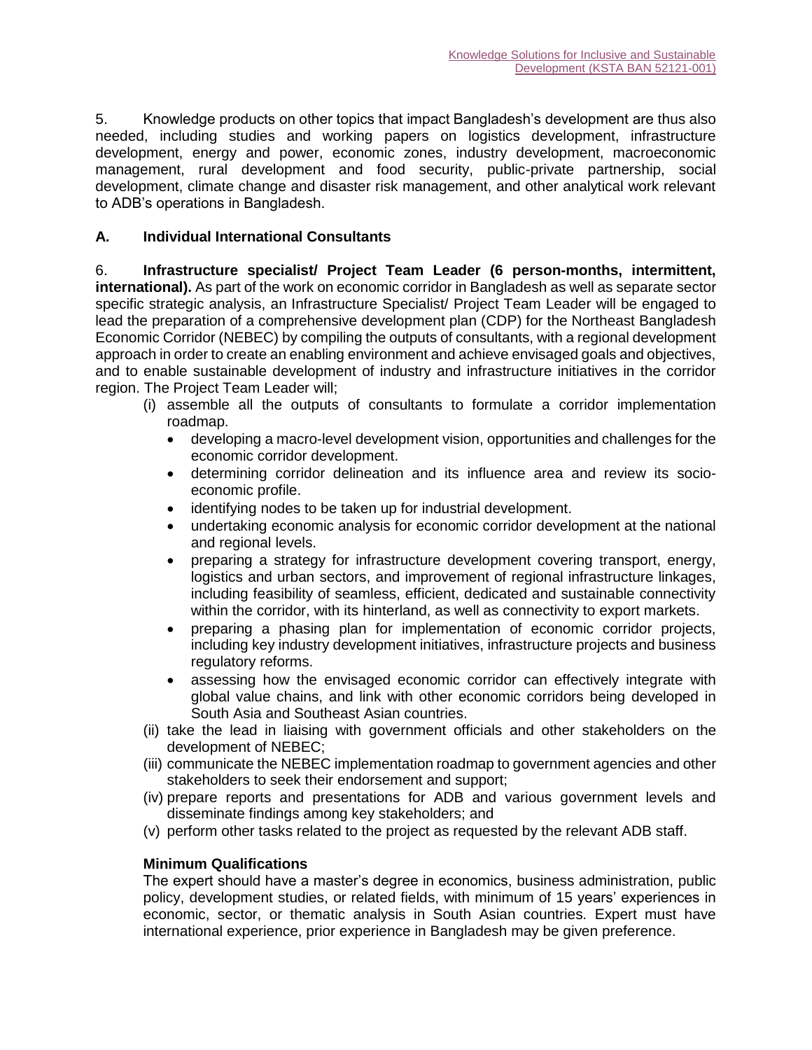5. Knowledge products on other topics that impact Bangladesh's development are thus also needed, including studies and working papers on logistics development, infrastructure development, energy and power, economic zones, industry development, macroeconomic management, rural development and food security, public-private partnership, social development, climate change and disaster risk management, and other analytical work relevant to ADB's operations in Bangladesh.

### A. Individual International Consultants

6. **Infrastructure specialist/ Project Team Leader (6 person-months, intermittent, international).** As part of the work on economic corridor in Bangladesh as well as separate sector specific strategic analysis, an Infrastructure Specialist/ Project Team Leader will be engaged to lead the preparation of a comprehensive development plan (CDP) for the Northeast Bangladesh Economic Corridor (NEBEC) by compiling the outputs of consultants, with a regional development approach in order to create an enabling environment and achieve envisaged goals and objectives, and to enable sustainable development of industry and infrastructure initiatives in the corridor region. The Project Team Leader will;

(i) assemble all the outputs of consultants to formulate a corridor implementation roadmap.
   - developing a macro-level development vision, opportunities and challenges for the economic corridor development.
   - determining corridor delineation and its influence area and review its socio-economic profile.
   - identifying nodes to be taken up for industrial development.
   - undertaking economic analysis for economic corridor development at the national and regional levels.
   - preparing a strategy for infrastructure development covering transport, energy, logistics and urban sectors, and improvement of regional infrastructure linkages, including feasibility of seamless, efficient, dedicated and sustainable connectivity within the corridor, with its hinterland, as well as connectivity to export markets.
   - preparing a phasing plan for implementation of economic corridor projects, including key industry development initiatives, infrastructure projects and business regulatory reforms.
   - assessing how the envisaged economic corridor can effectively integrate with global value chains, and link with other economic corridors being developed in South Asia and Southeast Asian countries.

(ii) take the lead in liaising with government officials and other stakeholders on the development of NEBEC;

(iii) communicate the NEBEC implementation roadmap to government agencies and other stakeholders to seek their endorsement and support;

(iv) prepare reports and presentations for ADB and various government levels and disseminate findings among key stakeholders; and

(v) perform other tasks related to the project as requested by the relevant ADB staff.

**Minimum Qualifications**

The expert should have a master's degree in economics, business administration, public policy, development studies, or related fields, with minimum of 15 years' experiences in economic, sector, or thematic analysis in South Asian countries. Expert must have international experience, prior experience in Bangladesh may be given preference.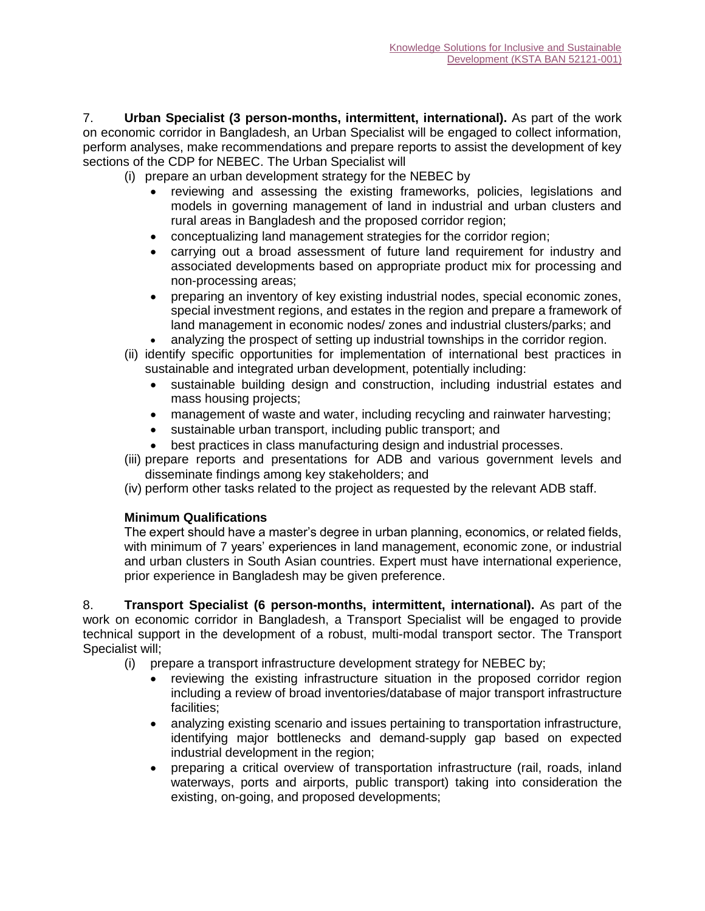7. **Urban Specialist (3 person-months, intermittent, international).** As part of the work on economic corridor in Bangladesh, an Urban Specialist will be engaged to collect information, perform analyses, make recommendations and prepare reports to assist the development of key sections of the CDP for NEBEC. The Urban Specialist will

(i) prepare an urban development strategy for the NEBEC by
- reviewing and assessing the existing frameworks, policies, legislations and models in governing management of land in industrial and urban clusters and rural areas in Bangladesh and the proposed corridor region;
- conceptualizing land management strategies for the corridor region;
- carrying out a broad assessment of future land requirement for industry and associated developments based on appropriate product mix for processing and non-processing areas;
- preparing an inventory of key existing industrial nodes, special economic zones, special investment regions, and estates in the region and prepare a framework of land management in economic nodes/ zones and industrial clusters/parks; and
- analyzing the prospect of setting up industrial townships in the corridor region.

(ii) identify specific opportunities for implementation of international best practices in sustainable and integrated urban development, potentially including:
- sustainable building design and construction, including industrial estates and mass housing projects;
- management of waste and water, including recycling and rainwater harvesting;
- sustainable urban transport, including public transport; and
- best practices in class manufacturing design and industrial processes.

(iii) prepare reports and presentations for ADB and various government levels and disseminate findings among key stakeholders; and

(iv) perform other tasks related to the project as requested by the relevant ADB staff.

**Minimum Qualifications**

The expert should have a master's degree in urban planning, economics, or related fields, with minimum of 7 years' experiences in land management, economic zone, or industrial and urban clusters in South Asian countries. Expert must have international experience, prior experience in Bangladesh may be given preference.

8. **Transport Specialist (6 person-months, intermittent, international).** As part of the work on economic corridor in Bangladesh, a Transport Specialist will be engaged to provide technical support in the development of a robust, multi-modal transport sector. The Transport Specialist will;

(i) prepare a transport infrastructure development strategy for NEBEC by;
- reviewing the existing infrastructure situation in the proposed corridor region including a review of broad inventories/database of major transport infrastructure facilities;
- analyzing existing scenario and issues pertaining to transportation infrastructure, identifying major bottlenecks and demand-supply gap based on expected industrial development in the region;
- preparing a critical overview of transportation infrastructure (rail, roads, inland waterways, ports and airports, public transport) taking into consideration the existing, on-going, and proposed developments;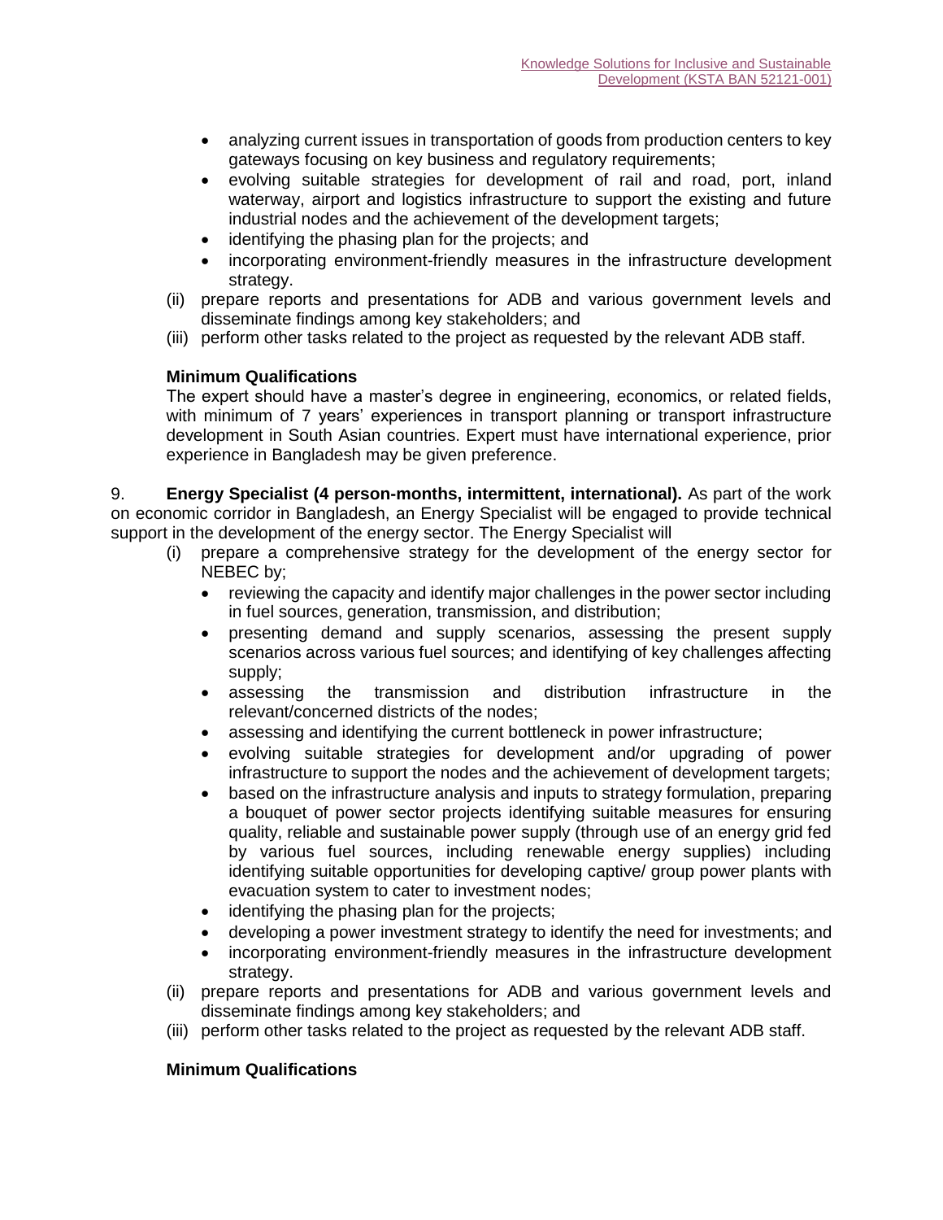- analyzing current issues in transportation of goods from production centers to key gateways focusing on key business and regulatory requirements;
  - evolving suitable strategies for development of rail and road, port, inland waterway, airport and logistics infrastructure to support the existing and future industrial nodes and the achievement of the development targets;
  - identifying the phasing plan for the projects; and
  - incorporating environment-friendly measures in the infrastructure development strategy.

(ii) prepare reports and presentations for ADB and various government levels and disseminate findings among key stakeholders; and

(iii) perform other tasks related to the project as requested by the relevant ADB staff.

**Minimum Qualifications**

The expert should have a master's degree in engineering, economics, or related fields, with minimum of 7 years' experiences in transport planning or transport infrastructure development in South Asian countries. Expert must have international experience, prior experience in Bangladesh may be given preference.

9. **Energy Specialist (4 person-months, intermittent, international).** As part of the work on economic corridor in Bangladesh, an Energy Specialist will be engaged to provide technical support in the development of the energy sector. The Energy Specialist will

(i) prepare a comprehensive strategy for the development of the energy sector for NEBEC by;
  - reviewing the capacity and identify major challenges in the power sector including in fuel sources, generation, transmission, and distribution;
  - presenting demand and supply scenarios, assessing the present supply scenarios across various fuel sources; and identifying of key challenges affecting supply;
  - assessing the transmission and distribution infrastructure in the relevant/concerned districts of the nodes;
  - assessing and identifying the current bottleneck in power infrastructure;
  - evolving suitable strategies for development and/or upgrading of power infrastructure to support the nodes and the achievement of development targets;
  - based on the infrastructure analysis and inputs to strategy formulation, preparing a bouquet of power sector projects identifying suitable measures for ensuring quality, reliable and sustainable power supply (through use of an energy grid fed by various fuel sources, including renewable energy supplies) including identifying suitable opportunities for developing captive/ group power plants with evacuation system to cater to investment nodes;
  - identifying the phasing plan for the projects;
  - developing a power investment strategy to identify the need for investments; and
  - incorporating environment-friendly measures in the infrastructure development strategy.

(ii) prepare reports and presentations for ADB and various government levels and disseminate findings among key stakeholders; and

(iii) perform other tasks related to the project as requested by the relevant ADB staff.

**Minimum Qualifications**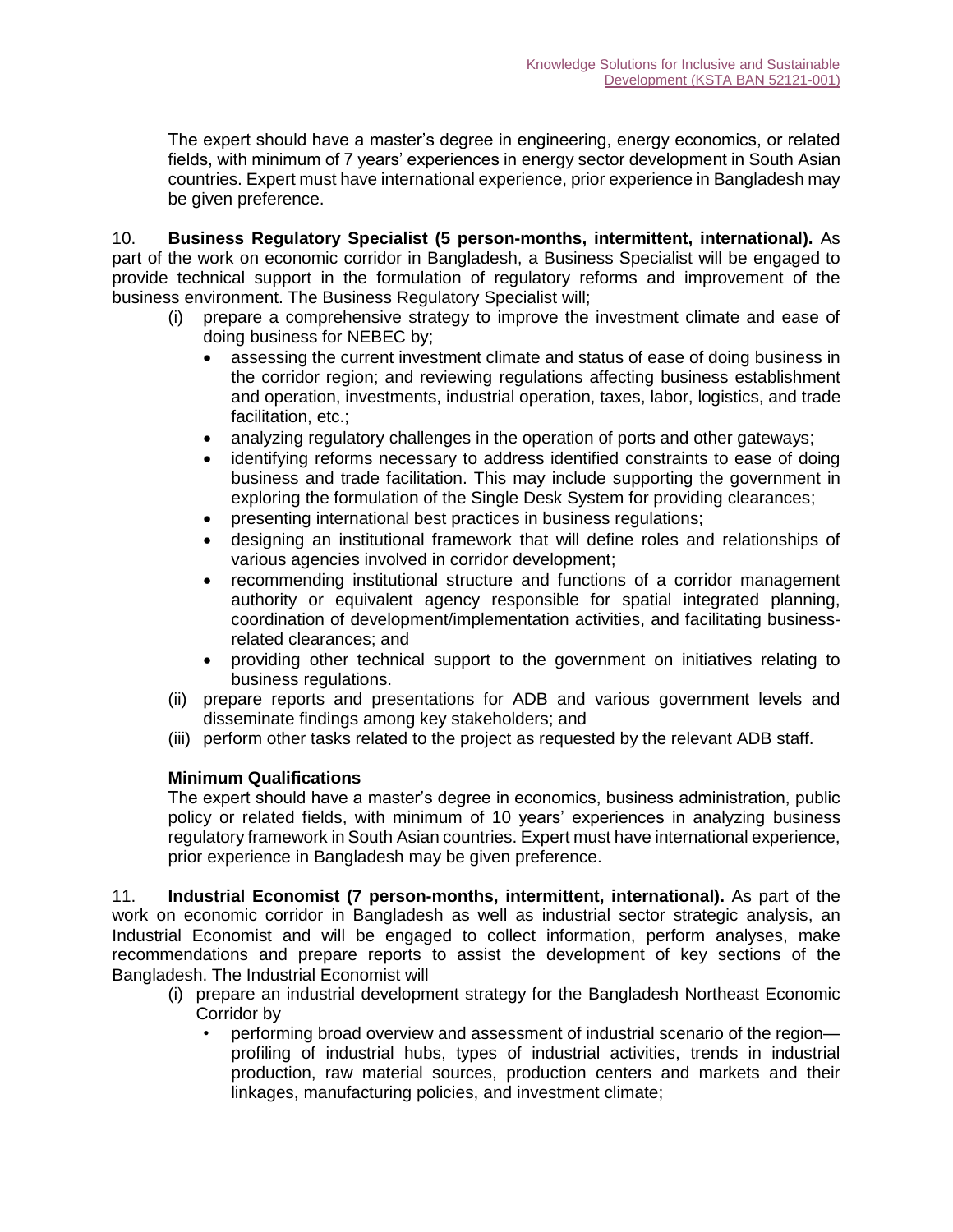The expert should have a master's degree in engineering, energy economics, or related fields, with minimum of 7 years' experiences in energy sector development in South Asian countries. Expert must have international experience, prior experience in Bangladesh may be given preference.

10. **Business Regulatory Specialist (5 person-months, intermittent, international).** As part of the work on economic corridor in Bangladesh, a Business Specialist will be engaged to provide technical support in the formulation of regulatory reforms and improvement of the business environment. The Business Regulatory Specialist will;

(i) prepare a comprehensive strategy to improve the investment climate and ease of doing business for NEBEC by;
- assessing the current investment climate and status of ease of doing business in the corridor region; and reviewing regulations affecting business establishment and operation, investments, industrial operation, taxes, labor, logistics, and trade facilitation, etc.;
- analyzing regulatory challenges in the operation of ports and other gateways;
- identifying reforms necessary to address identified constraints to ease of doing business and trade facilitation. This may include supporting the government in exploring the formulation of the Single Desk System for providing clearances;
- presenting international best practices in business regulations;
- designing an institutional framework that will define roles and relationships of various agencies involved in corridor development;
- recommending institutional structure and functions of a corridor management authority or equivalent agency responsible for spatial integrated planning, coordination of development/implementation activities, and facilitating business-related clearances; and
- providing other technical support to the government on initiatives relating to business regulations.

(ii) prepare reports and presentations for ADB and various government levels and disseminate findings among key stakeholders; and

(iii) perform other tasks related to the project as requested by the relevant ADB staff.

**Minimum Qualifications**

The expert should have a master's degree in economics, business administration, public policy or related fields, with minimum of 10 years' experiences in analyzing business regulatory framework in South Asian countries. Expert must have international experience, prior experience in Bangladesh may be given preference.

11. **Industrial Economist (7 person-months, intermittent, international).** As part of the work on economic corridor in Bangladesh as well as industrial sector strategic analysis, an Industrial Economist and will be engaged to collect information, perform analyses, make recommendations and prepare reports to assist the development of key sections of the Bangladesh. The Industrial Economist will

(i) prepare an industrial development strategy for the Bangladesh Northeast Economic Corridor by
- performing broad overview and assessment of industrial scenario of the region—profiling of industrial hubs, types of industrial activities, trends in industrial production, raw material sources, production centers and markets and their linkages, manufacturing policies, and investment climate;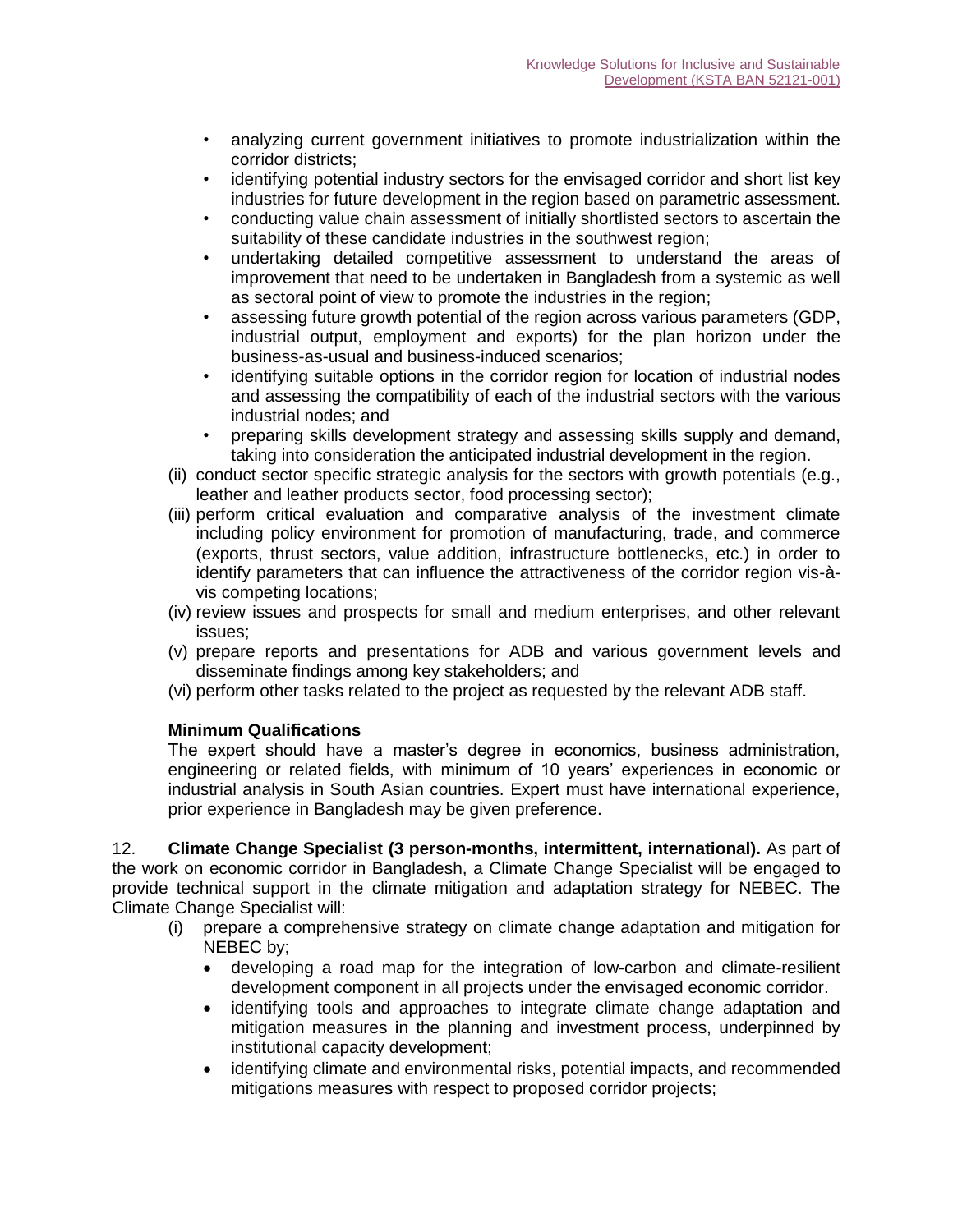- analyzing current government initiatives to promote industrialization within the corridor districts;
- identifying potential industry sectors for the envisaged corridor and short list key industries for future development in the region based on parametric assessment.
- conducting value chain assessment of initially shortlisted sectors to ascertain the suitability of these candidate industries in the southwest region;
- undertaking detailed competitive assessment to understand the areas of improvement that need to be undertaken in Bangladesh from a systemic as well as sectoral point of view to promote the industries in the region;
- assessing future growth potential of the region across various parameters (GDP, industrial output, employment and exports) for the plan horizon under the business-as-usual and business-induced scenarios;
- identifying suitable options in the corridor region for location of industrial nodes and assessing the compatibility of each of the industrial sectors with the various industrial nodes; and
- preparing skills development strategy and assessing skills supply and demand, taking into consideration the anticipated industrial development in the region.

(ii) conduct sector specific strategic analysis for the sectors with growth potentials (e.g., leather and leather products sector, food processing sector);

(iii) perform critical evaluation and comparative analysis of the investment climate including policy environment for promotion of manufacturing, trade, and commerce (exports, thrust sectors, value addition, infrastructure bottlenecks, etc.) in order to identify parameters that can influence the attractiveness of the corridor region vis-à-vis competing locations;

(iv) review issues and prospects for small and medium enterprises, and other relevant issues;

(v) prepare reports and presentations for ADB and various government levels and disseminate findings among key stakeholders; and

(vi) perform other tasks related to the project as requested by the relevant ADB staff.

**Minimum Qualifications**

The expert should have a master's degree in economics, business administration, engineering or related fields, with minimum of 10 years' experiences in economic or industrial analysis in South Asian countries. Expert must have international experience, prior experience in Bangladesh may be given preference.

12. **Climate Change Specialist (3 person-months, intermittent, international).** As part of the work on economic corridor in Bangladesh, a Climate Change Specialist will be engaged to provide technical support in the climate mitigation and adaptation strategy for NEBEC. The Climate Change Specialist will:

(i) prepare a comprehensive strategy on climate change adaptation and mitigation for NEBEC by;

- developing a road map for the integration of low-carbon and climate-resilient development component in all projects under the envisaged economic corridor.
- identifying tools and approaches to integrate climate change adaptation and mitigation measures in the planning and investment process, underpinned by institutional capacity development;
- identifying climate and environmental risks, potential impacts, and recommended mitigations measures with respect to proposed corridor projects;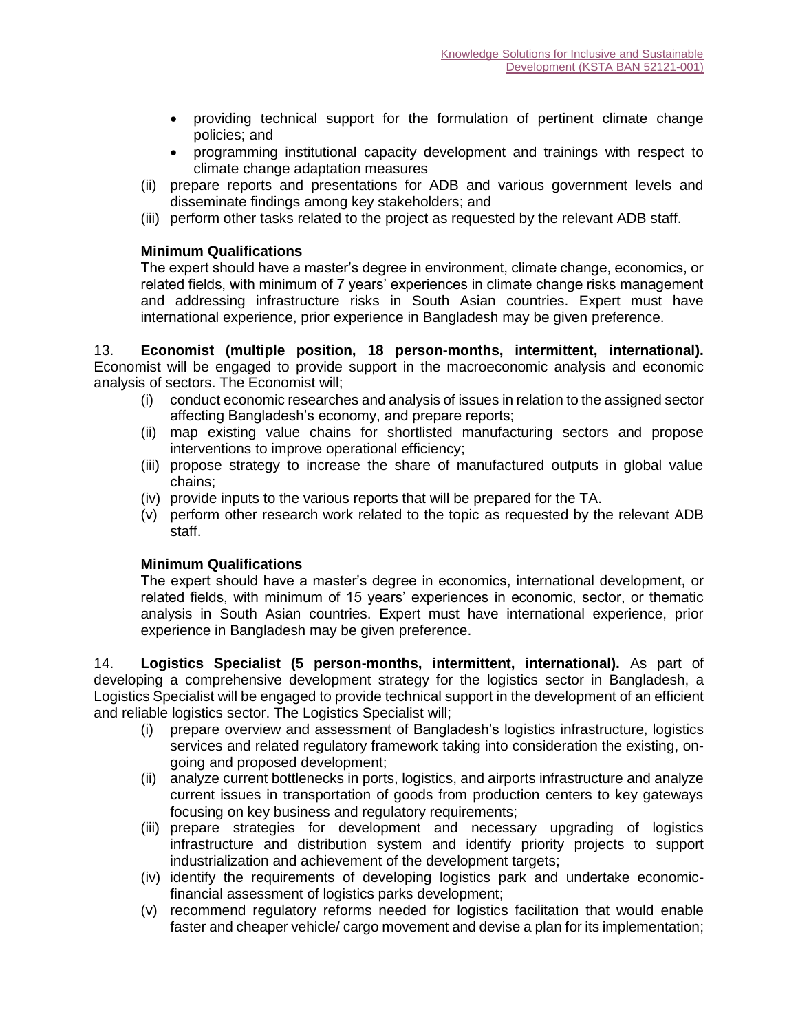- providing technical support for the formulation of pertinent climate change policies; and
- programming institutional capacity development and trainings with respect to climate change adaptation measures

(ii) prepare reports and presentations for ADB and various government levels and disseminate findings among key stakeholders; and

(iii) perform other tasks related to the project as requested by the relevant ADB staff.

**Minimum Qualifications**

The expert should have a master's degree in environment, climate change, economics, or related fields, with minimum of 7 years' experiences in climate change risks management and addressing infrastructure risks in South Asian countries. Expert must have international experience, prior experience in Bangladesh may be given preference.

13. **Economist (multiple position, 18 person-months, intermittent, international).** Economist will be engaged to provide support in the macroeconomic analysis and economic analysis of sectors. The Economist will;

(i) conduct economic researches and analysis of issues in relation to the assigned sector affecting Bangladesh's economy, and prepare reports;

(ii) map existing value chains for shortlisted manufacturing sectors and propose interventions to improve operational efficiency;

(iii) propose strategy to increase the share of manufactured outputs in global value chains;

(iv) provide inputs to the various reports that will be prepared for the TA.

(v) perform other research work related to the topic as requested by the relevant ADB staff.

**Minimum Qualifications**

The expert should have a master's degree in economics, international development, or related fields, with minimum of 15 years' experiences in economic, sector, or thematic analysis in South Asian countries. Expert must have international experience, prior experience in Bangladesh may be given preference.

14. **Logistics Specialist (5 person-months, intermittent, international).** As part of developing a comprehensive development strategy for the logistics sector in Bangladesh, a Logistics Specialist will be engaged to provide technical support in the development of an efficient and reliable logistics sector. The Logistics Specialist will;

(i) prepare overview and assessment of Bangladesh's logistics infrastructure, logistics services and related regulatory framework taking into consideration the existing, on-going and proposed development;

(ii) analyze current bottlenecks in ports, logistics, and airports infrastructure and analyze current issues in transportation of goods from production centers to key gateways focusing on key business and regulatory requirements;

(iii) prepare strategies for development and necessary upgrading of logistics infrastructure and distribution system and identify priority projects to support industrialization and achievement of the development targets;

(iv) identify the requirements of developing logistics park and undertake economic-financial assessment of logistics parks development;

(v) recommend regulatory reforms needed for logistics facilitation that would enable faster and cheaper vehicle/ cargo movement and devise a plan for its implementation;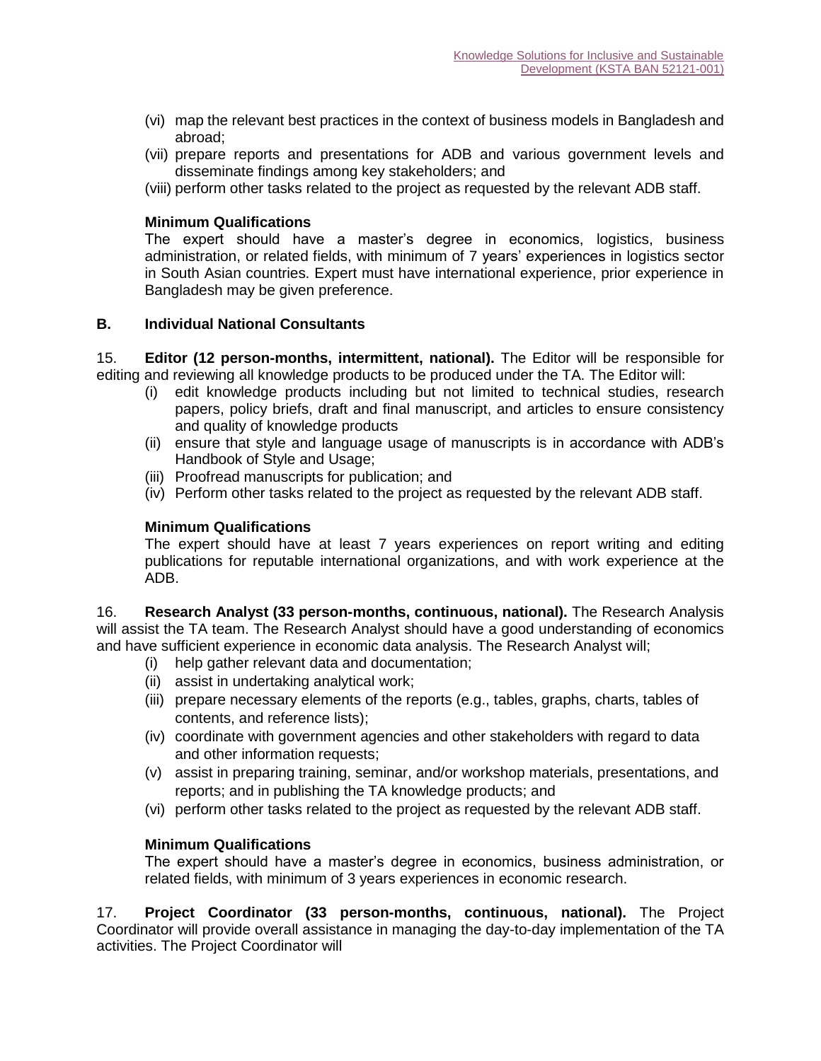(vi) map the relevant best practices in the context of business models in Bangladesh and abroad;

(vii) prepare reports and presentations for ADB and various government levels and disseminate findings among key stakeholders; and

(viii) perform other tasks related to the project as requested by the relevant ADB staff.

**Minimum Qualifications**

The expert should have a master's degree in economics, logistics, business administration, or related fields, with minimum of 7 years' experiences in logistics sector in South Asian countries. Expert must have international experience, prior experience in Bangladesh may be given preference.

### B. Individual National Consultants

15. **Editor (12 person-months, intermittent, national).** The Editor will be responsible for editing and reviewing all knowledge products to be produced under the TA. The Editor will:

(i) edit knowledge products including but not limited to technical studies, research papers, policy briefs, draft and final manuscript, and articles to ensure consistency and quality of knowledge products

(ii) ensure that style and language usage of manuscripts is in accordance with ADB's Handbook of Style and Usage;

(iii) Proofread manuscripts for publication; and

(iv) Perform other tasks related to the project as requested by the relevant ADB staff.

**Minimum Qualifications**

The expert should have at least 7 years experiences on report writing and editing publications for reputable international organizations, and with work experience at the ADB.

16. **Research Analyst (33 person-months, continuous, national).** The Research Analysis will assist the TA team. The Research Analyst should have a good understanding of economics and have sufficient experience in economic data analysis. The Research Analyst will;

(i) help gather relevant data and documentation;

(ii) assist in undertaking analytical work;

(iii) prepare necessary elements of the reports (e.g., tables, graphs, charts, tables of contents, and reference lists);

(iv) coordinate with government agencies and other stakeholders with regard to data and other information requests;

(v) assist in preparing training, seminar, and/or workshop materials, presentations, and reports; and in publishing the TA knowledge products; and

(vi) perform other tasks related to the project as requested by the relevant ADB staff.

**Minimum Qualifications**

The expert should have a master's degree in economics, business administration, or related fields, with minimum of 3 years experiences in economic research.

17. **Project Coordinator (33 person-months, continuous, national).** The Project Coordinator will provide overall assistance in managing the day-to-day implementation of the TA activities. The Project Coordinator will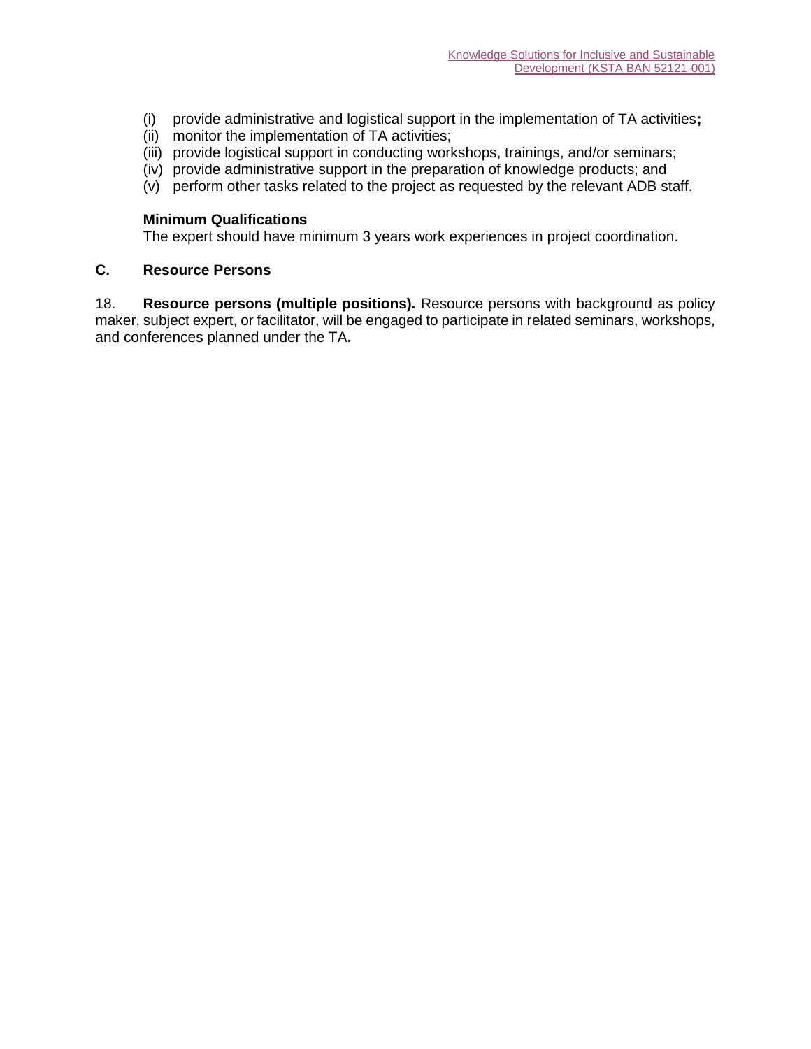(i) provide administrative and logistical support in the implementation of TA activities**;**
(ii) monitor the implementation of TA activities;
(iii) provide logistical support in conducting workshops, trainings, and/or seminars;
(iv) provide administrative support in the preparation of knowledge products; and
(v) perform other tasks related to the project as requested by the relevant ADB staff.

**Minimum Qualifications**

The expert should have minimum 3 years work experiences in project coordination.

## C. Resource Persons

18. **Resource persons (multiple positions).** Resource persons with background as policy maker, subject expert, or facilitator, will be engaged to participate in related seminars, workshops, and conferences planned under the TA**.**